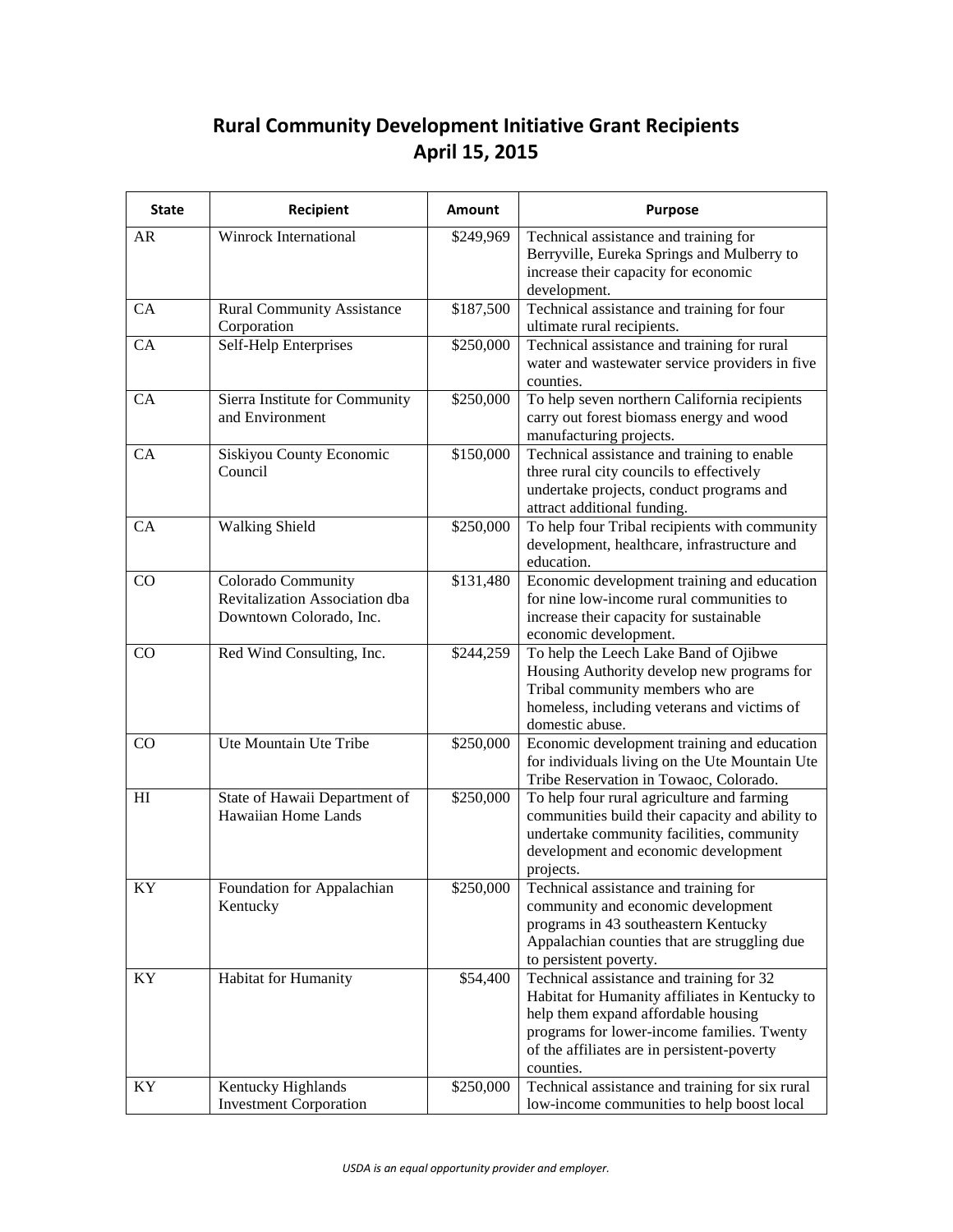# Rural Community Development Initiative Grant Recipients
## April 15, 2015

| State | Recipient | Amount | Purpose |
|---|---|---|---|
| AR | Winrock International | $249,969 | Technical assistance and training for Berryville, Eureka Springs and Mulberry to increase their capacity for economic development. |
| CA | Rural Community Assistance Corporation | $187,500 | Technical assistance and training for four ultimate rural recipients. |
| CA | Self-Help Enterprises | $250,000 | Technical assistance and training for rural water and wastewater service providers in five counties. |
| CA | Sierra Institute for Community and Environment | $250,000 | To help seven northern California recipients carry out forest biomass energy and wood manufacturing projects. |
| CA | Siskiyou County Economic Council | $150,000 | Technical assistance and training to enable three rural city councils to effectively undertake projects, conduct programs and attract additional funding. |
| CA | Walking Shield | $250,000 | To help four Tribal recipients with community development, healthcare, infrastructure and education. |
| CO | Colorado Community Revitalization Association dba Downtown Colorado, Inc. | $131,480 | Economic development training and education for nine low-income rural communities to increase their capacity for sustainable economic development. |
| CO | Red Wind Consulting, Inc. | $244,259 | To help the Leech Lake Band of Ojibwe Housing Authority develop new programs for Tribal community members who are homeless, including veterans and victims of domestic abuse. |
| CO | Ute Mountain Ute Tribe | $250,000 | Economic development training and education for individuals living on the Ute Mountain Ute Tribe Reservation in Towaoc, Colorado. |
| HI | State of Hawaii Department of Hawaiian Home Lands | $250,000 | To help four rural agriculture and farming communities build their capacity and ability to undertake community facilities, community development and economic development projects. |
| KY | Foundation for Appalachian Kentucky | $250,000 | Technical assistance and training for community and economic development programs in 43 southeastern Kentucky Appalachian counties that are struggling due to persistent poverty. |
| KY | Habitat for Humanity | $54,400 | Technical assistance and training for 32 Habitat for Humanity affiliates in Kentucky to help them expand affordable housing programs for lower-income families. Twenty of the affiliates are in persistent-poverty counties. |
| KY | Kentucky Highlands Investment Corporation | $250,000 | Technical assistance and training for six rural low-income communities to help boost local |

*USDA is an equal opportunity provider and employer.*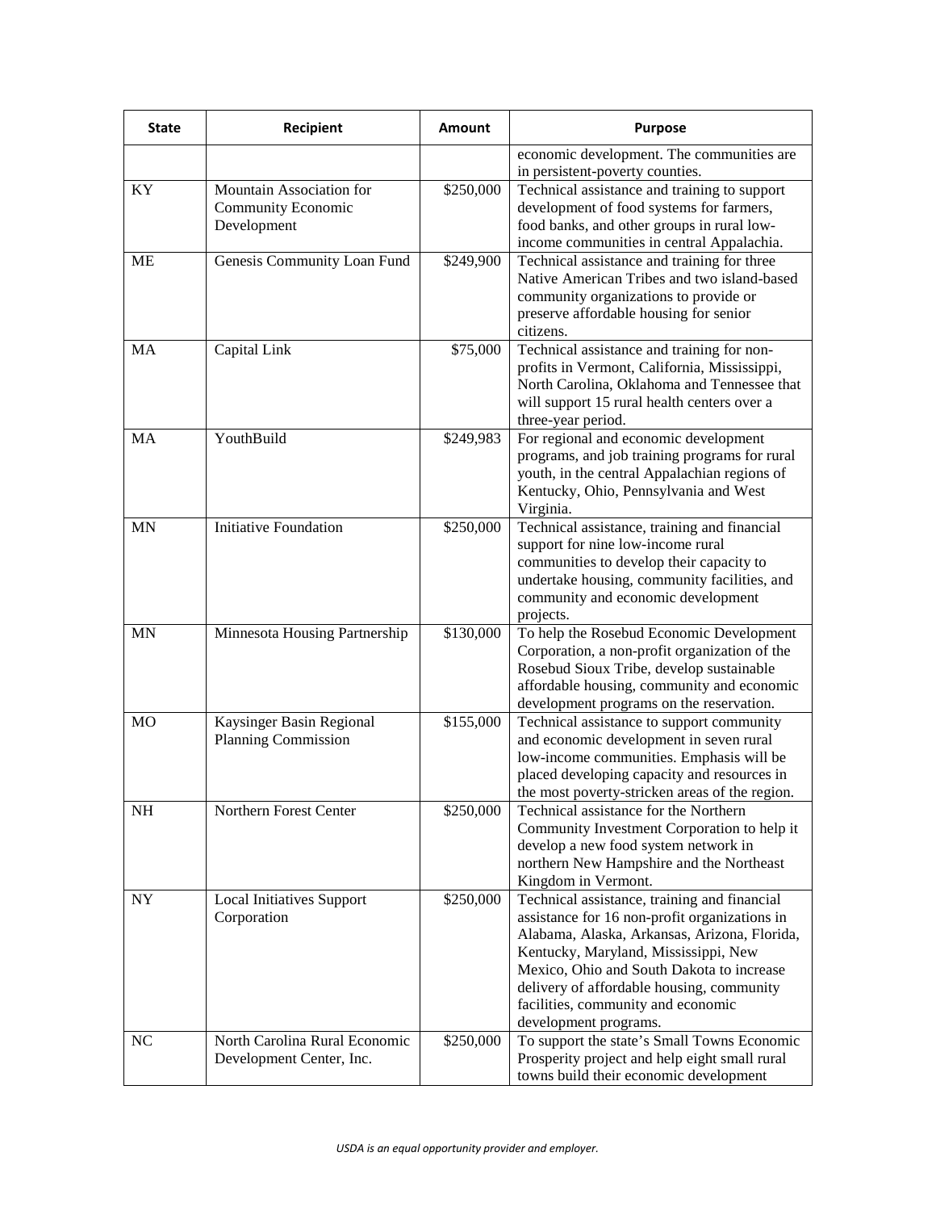| State | Recipient | Amount | Purpose |
| --- | --- | --- | --- |
| | | | economic development. The communities are in persistent-poverty counties. |
| KY | Mountain Association for Community Economic Development | $250,000 | Technical assistance and training to support development of food systems for farmers, food banks, and other groups in rural low-income communities in central Appalachia. |
| ME | Genesis Community Loan Fund | $249,900 | Technical assistance and training for three Native American Tribes and two island-based community organizations to provide or preserve affordable housing for senior citizens. |
| MA | Capital Link | $75,000 | Technical assistance and training for non-profits in Vermont, California, Mississippi, North Carolina, Oklahoma and Tennessee that will support 15 rural health centers over a three-year period. |
| MA | YouthBuild | $249,983 | For regional and economic development programs, and job training programs for rural youth, in the central Appalachian regions of Kentucky, Ohio, Pennsylvania and West Virginia. |
| MN | Initiative Foundation | $250,000 | Technical assistance, training and financial support for nine low-income rural communities to develop their capacity to undertake housing, community facilities, and community and economic development projects. |
| MN | Minnesota Housing Partnership | $130,000 | To help the Rosebud Economic Development Corporation, a non-profit organization of the Rosebud Sioux Tribe, develop sustainable affordable housing, community and economic development programs on the reservation. |
| MO | Kaysinger Basin Regional Planning Commission | $155,000 | Technical assistance to support community and economic development in seven rural low-income communities. Emphasis will be placed developing capacity and resources in the most poverty-stricken areas of the region. |
| NH | Northern Forest Center | $250,000 | Technical assistance for the Northern Community Investment Corporation to help it develop a new food system network in northern New Hampshire and the Northeast Kingdom in Vermont. |
| NY | Local Initiatives Support Corporation | $250,000 | Technical assistance, training and financial assistance for 16 non-profit organizations in Alabama, Alaska, Arkansas, Arizona, Florida, Kentucky, Maryland, Mississippi, New Mexico, Ohio and South Dakota to increase delivery of affordable housing, community facilities, community and economic development programs. |
| NC | North Carolina Rural Economic Development Center, Inc. | $250,000 | To support the state's Small Towns Economic Prosperity project and help eight small rural towns build their economic development |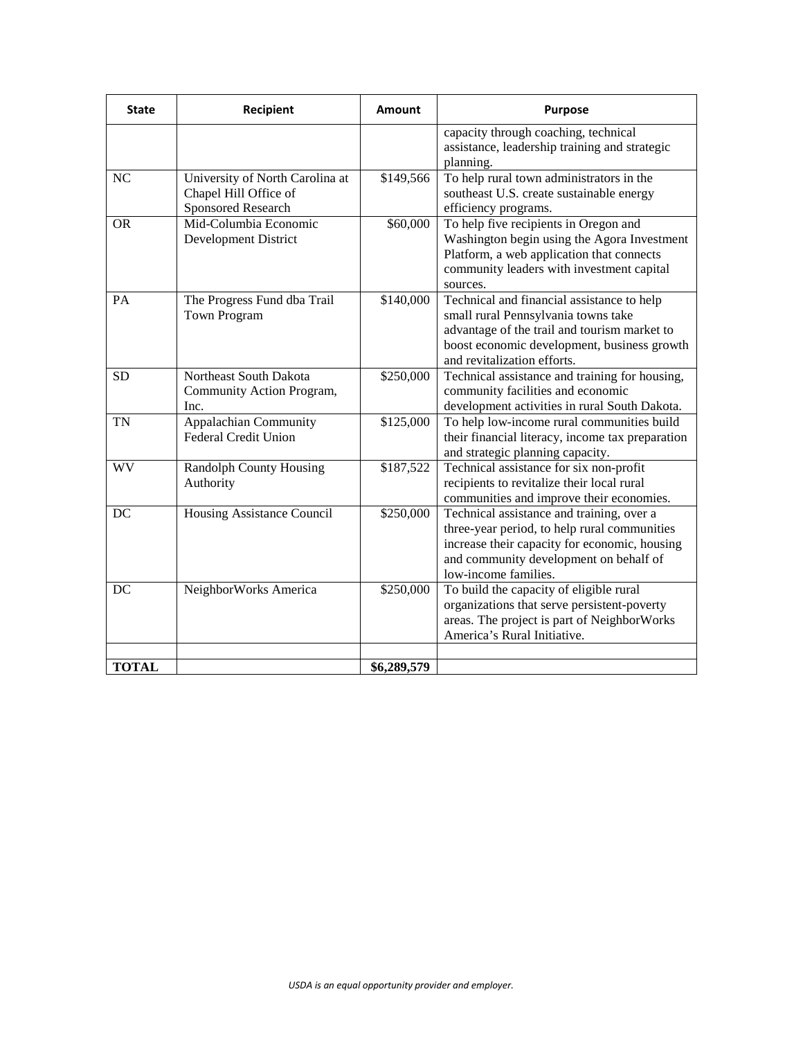| State | Recipient | Amount | Purpose |
|---|---|---|---|
| | | | capacity through coaching, technical assistance, leadership training and strategic planning. |
| NC | University of North Carolina at Chapel Hill Office of Sponsored Research | $149,566 | To help rural town administrators in the southeast U.S. create sustainable energy efficiency programs. |
| OR | Mid-Columbia Economic Development District | $60,000 | To help five recipients in Oregon and Washington begin using the Agora Investment Platform, a web application that connects community leaders with investment capital sources. |
| PA | The Progress Fund dba Trail Town Program | $140,000 | Technical and financial assistance to help small rural Pennsylvania towns take advantage of the trail and tourism market to boost economic development, business growth and revitalization efforts. |
| SD | Northeast South Dakota Community Action Program, Inc. | $250,000 | Technical assistance and training for housing, community facilities and economic development activities in rural South Dakota. |
| TN | Appalachian Community Federal Credit Union | $125,000 | To help low-income rural communities build their financial literacy, income tax preparation and strategic planning capacity. |
| WV | Randolph County Housing Authority | $187,522 | Technical assistance for six non-profit recipients to revitalize their local rural communities and improve their economies. |
| DC | Housing Assistance Council | $250,000 | Technical assistance and training, over a three-year period, to help rural communities increase their capacity for economic, housing and community development on behalf of low-income families. |
| DC | NeighborWorks America | $250,000 | To build the capacity of eligible rural organizations that serve persistent-poverty areas. The project is part of NeighborWorks America's Rural Initiative. |
| | | | |
| **TOTAL** | | **$6,289,579** | |

*USDA is an equal opportunity provider and employer.*